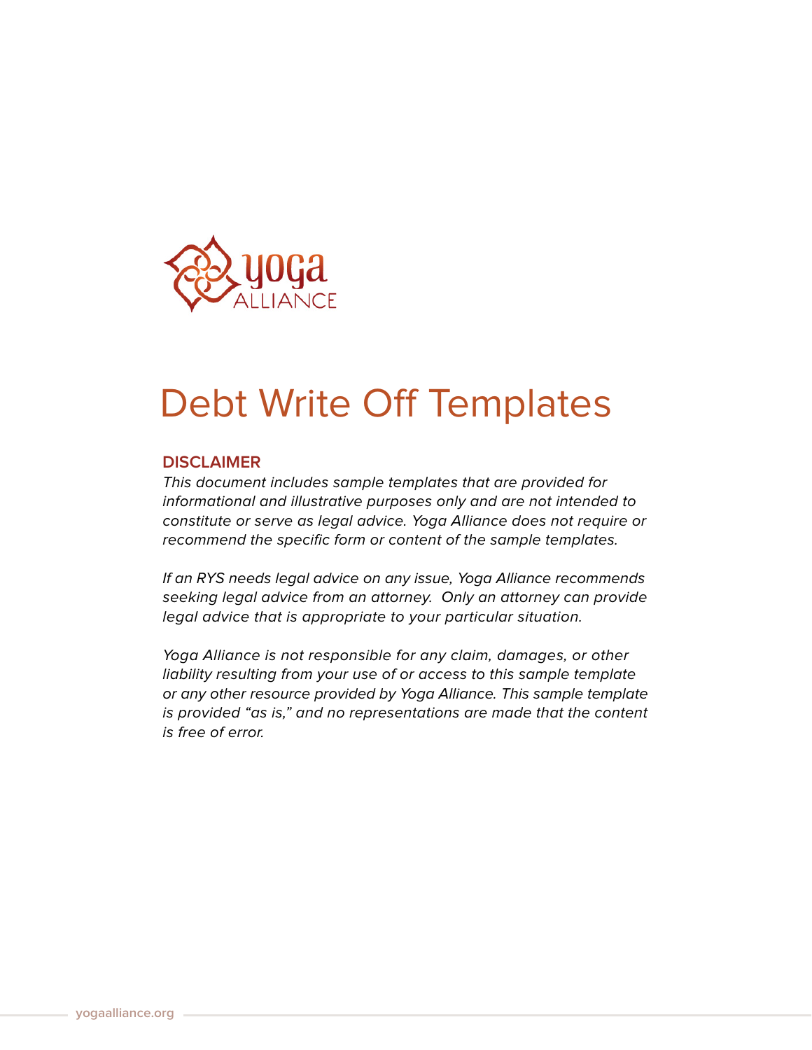# Debt Write Off Templates

## DISCLAIMER

*This document includes sample templates that are provided for informational and illustrative purposes only and are not intended to constitute or serve as legal advice. Yoga Alliance does not require or recommend the specific form or content of the sample templates.*

*If an RYS needs legal advice on any issue, Yoga Alliance recommends seeking legal advice from an attorney. Only an attorney can provide legal advice that is appropriate to your particular situation.*

*Yoga Alliance is not responsible for any claim, damages, or other liability resulting from your use of or access to this sample template or any other resource provided by Yoga Alliance. This sample template is provided "as is," and no representations are made that the content is free of error.*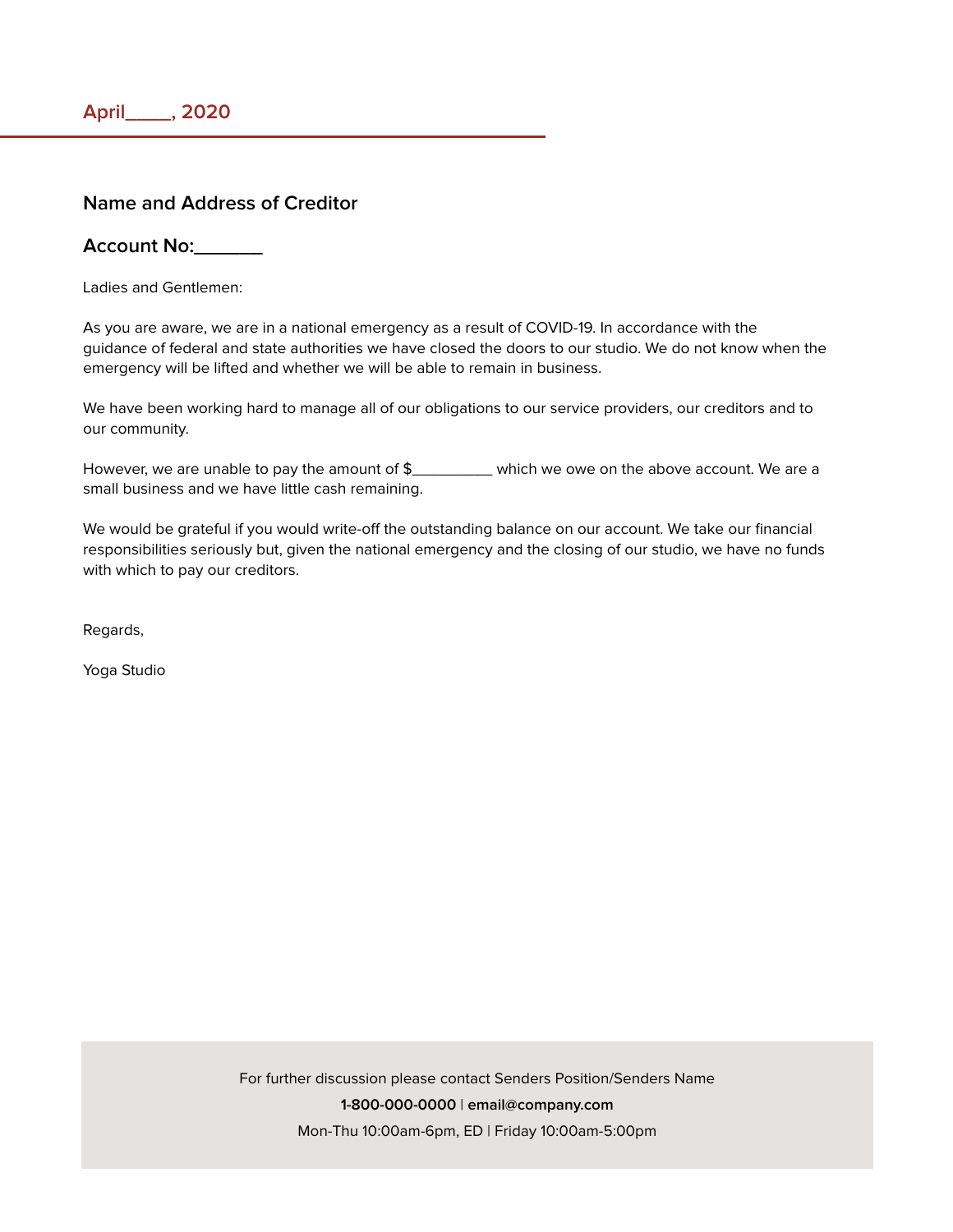April_____, 2020

**Name and Address of Creditor**

**Account No:_______**

Ladies and Gentlemen:

As you are aware, we are in a national emergency as a result of COVID-19. In accordance with the guidance of federal and state authorities we have closed the doors to our studio. We do not know when the emergency will be lifted and whether we will be able to remain in business.

We have been working hard to manage all of our obligations to our service providers, our creditors and to our community.

However, we are unable to pay the amount of $__________ which we owe on the above account. We are a small business and we have little cash remaining.

We would be grateful if you would write-off the outstanding balance on our account. We take our financial responsibilities seriously but, given the national emergency and the closing of our studio, we have no funds with which to pay our creditors.

Regards,

Yoga Studio

For further discussion please contact Senders Position/Senders Name

**1-800-000-0000** | **email@company.com**

Mon-Thu 10:00am-6pm, ED | Friday 10:00am-5:00pm